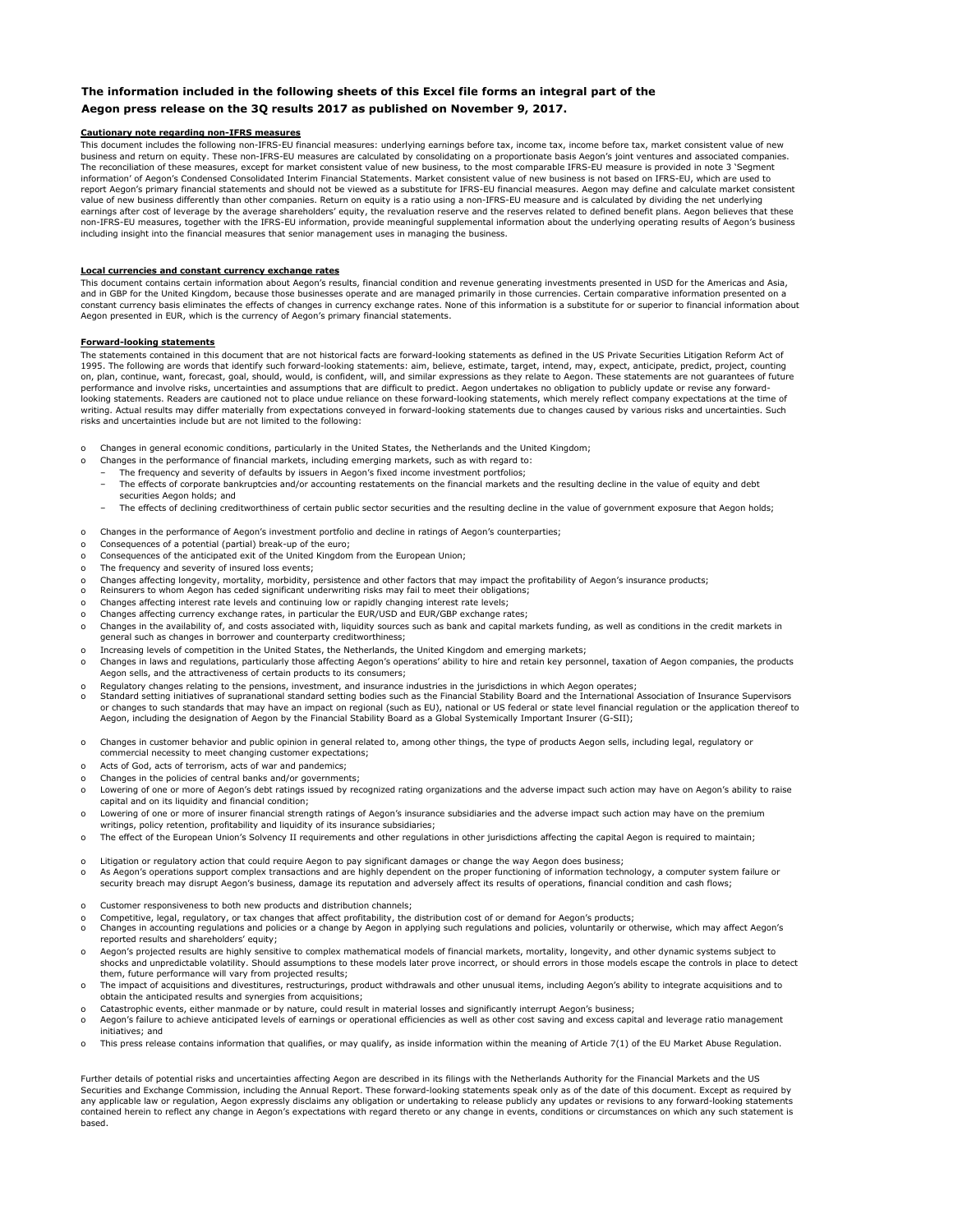**The information included in the following sheets of this Excel file forms an integral part of the Aegon press release on the 3Q results 2017 as published on November 9, 2017.**

**Cautionary note regarding non-IFRS measures**

This document includes the following non-IFRS-EU financial measures: underlying earnings before tax, income tax, income before tax, market consistent value of new business and return on equity. These non-IFRS-EU measures are calculated by consolidating on a proportionate basis Aegon's joint ventures and associated companies. The reconciliation of these measures, except for market consistent value of new business, to the most comparable IFRS-EU measure is provided in note 3 'Segment information' of Aegon's Condensed Consolidated Interim Financial Statements. Market consistent value of new business is not based on IFRS-EU, which are used to report Aegon's primary financial statements and should not be viewed as a substitute for IFRS-EU financial measures. Aegon may define and calculate market consistent value of new business differently than other companies. Return on equity is a ratio using a non-IFRS-EU measure and is calculated by dividing the net underlying earnings after cost of leverage by the average shareholders' equity, the revaluation reserve and the reserves related to defined benefit plans. Aegon believes that these non-IFRS-EU measures, together with the IFRS-EU information, provide meaningful supplemental information about the underlying operating results of Aegon's business including insight into the financial measures that senior management uses in managing the business.

**Local currencies and constant currency exchange rates**

This document contains certain information about Aegon's results, financial condition and revenue generating investments presented in USD for the Americas and Asia, and in GBP for the United Kingdom, because those businesses operate and are managed primarily in those currencies. Certain comparative information presented on a constant currency basis eliminates the effects of changes in currency exchange rates. None of this information is a substitute for or superior to financial information about Aegon presented in EUR, which is the currency of Aegon's primary financial statements.

**Forward-looking statements**

The statements contained in this document that are not historical facts are forward-looking statements as defined in the US Private Securities Litigation Reform Act of 1995. The following are words that identify such forward-looking statements: aim, believe, estimate, target, intend, may, expect, anticipate, predict, project, counting on, plan, continue, want, forecast, goal, should, would, is confident, will, and similar expressions as they relate to Aegon. These statements are not guarantees of future performance and involve risks, uncertainties and assumptions that are difficult to predict. Aegon undertakes no obligation to publicly update or revise any forward-looking statements. Readers are cautioned not to place undue reliance on these forward-looking statements, which merely reflect company expectations at the time of writing. Actual results may differ materially from expectations conveyed in forward-looking statements due to changes caused by various risks and uncertainties. Such risks and uncertainties include but are not limited to the following:

- Changes in general economic conditions, particularly in the United States, the Netherlands and the United Kingdom;
- Changes in the performance of financial markets, including emerging markets, such as with regard to:
  - The frequency and severity of defaults by issuers in Aegon's fixed income investment portfolios;
  - The effects of corporate bankruptcies and/or accounting restatements on the financial markets and the resulting decline in the value of equity and debt securities Aegon holds; and
  - The effects of declining creditworthiness of certain public sector securities and the resulting decline in the value of government exposure that Aegon holds;
- Changes in the performance of Aegon's investment portfolio and decline in ratings of Aegon's counterparties;
- Consequences of a potential (partial) break-up of the euro;
- Consequences of the anticipated exit of the United Kingdom from the European Union;
- The frequency and severity of insured loss events;
- Changes affecting longevity, mortality, morbidity, persistence and other factors that may impact the profitability of Aegon's insurance products;
- Reinsurers to whom Aegon has ceded significant underwriting risks may fail to meet their obligations;
- Changes affecting interest rate levels and continuing low or rapidly changing interest rate levels;
- Changes affecting currency exchange rates, in particular the EUR/USD and EUR/GBP exchange rates;
- Changes in the availability of, and costs associated with, liquidity sources such as bank and capital markets funding, as well as conditions in the credit markets in general such as changes in borrower and counterparty creditworthiness;
- Increasing levels of competition in the United States, the Netherlands, the United Kingdom and emerging markets;
- Changes in laws and regulations, particularly those affecting Aegon's operations' ability to hire and retain key personnel, taxation of Aegon companies, the products Aegon sells, and the attractiveness of certain products to its consumers;
- Regulatory changes relating to the pensions, investment, and insurance industries in the jurisdictions in which Aegon operates;
- Standard setting initiatives of supranational standard setting bodies such as the Financial Stability Board and the International Association of Insurance Supervisors or changes to such standards that may have an impact on regional (such as EU), national or US federal or state level financial regulation or the application thereof to Aegon, including the designation of Aegon by the Financial Stability Board as a Global Systemically Important Insurer (G-SII);
- Changes in customer behavior and public opinion in general related to, among other things, the type of products Aegon sells, including legal, regulatory or commercial necessity to meet changing customer expectations;
- Acts of God, acts of terrorism, acts of war and pandemics;
- Changes in the policies of central banks and/or governments;
- Lowering of one or more of Aegon's debt ratings issued by recognized rating organizations and the adverse impact such action may have on Aegon's ability to raise capital and on its liquidity and financial condition;
- Lowering of one or more of insurer financial strength ratings of Aegon's insurance subsidiaries and the adverse impact such action may have on the premium writings, policy retention, profitability and liquidity of its insurance subsidiaries;
- The effect of the European Union's Solvency II requirements and other regulations in other jurisdictions affecting the capital Aegon is required to maintain;
- Litigation or regulatory action that could require Aegon to pay significant damages or change the way Aegon does business;
- As Aegon's operations support complex transactions and are highly dependent on the proper functioning of information technology, a computer system failure or security breach may disrupt Aegon's business, damage its reputation and adversely affect its results of operations, financial condition and cash flows;
- Customer responsiveness to both new products and distribution channels;
- Competitive, legal, regulatory, or tax changes that affect profitability, the distribution cost of or demand for Aegon's products;
- Changes in accounting regulations and policies or a change by Aegon in applying such regulations and policies, voluntarily or otherwise, which may affect Aegon's reported results and shareholders' equity;
- Aegon's projected results are highly sensitive to complex mathematical models of financial markets, mortality, longevity, and other dynamic systems subject to shocks and unpredictable volatility. Should assumptions to these models later prove incorrect, or should errors in those models escape the controls in place to detect them, future performance will vary from projected results;
- The impact of acquisitions and divestitures, restructurings, product withdrawals and other unusual items, including Aegon's ability to integrate acquisitions and to obtain the anticipated results and synergies from acquisitions;
- Catastrophic events, either manmade or by nature, could result in material losses and significantly interrupt Aegon's business;
- Aegon's failure to achieve anticipated levels of earnings or operational efficiencies as well as other cost saving and excess capital and leverage ratio management initiatives; and
- This press release contains information that qualifies, or may qualify, as inside information within the meaning of Article 7(1) of the EU Market Abuse Regulation.

Further details of potential risks and uncertainties affecting Aegon are described in its filings with the Netherlands Authority for the Financial Markets and the US Securities and Exchange Commission, including the Annual Report. These forward-looking statements speak only as of the date of this document. Except as required by any applicable law or regulation, Aegon expressly disclaims any obligation or undertaking to release publicly any updates or revisions to any forward-looking statements contained herein to reflect any change in Aegon's expectations with regard thereto or any change in events, conditions or circumstances on which any such statement is based.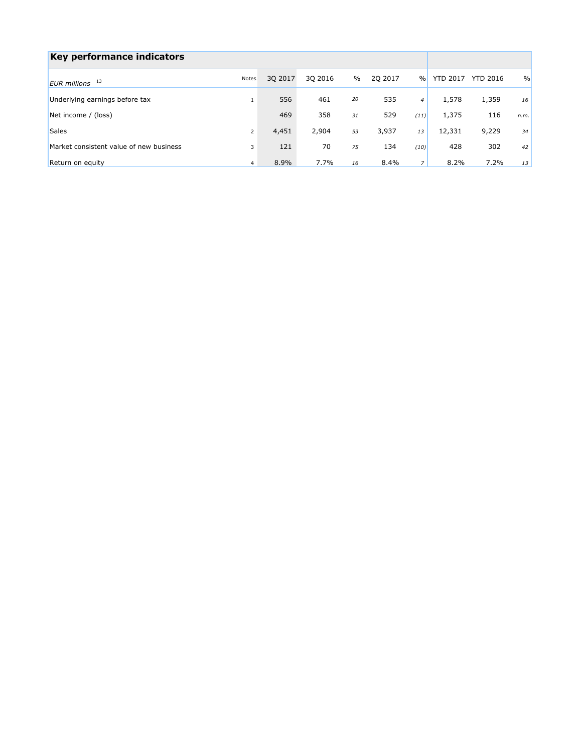## Key performance indicators

| *EUR millions* [13] | Notes | 3Q 2017 | 3Q 2016 | % | 2Q 2017 | % | YTD 2017 | YTD 2016 | % |
|---|---|---|---|---|---|---|---|---|---|
| Underlying earnings before tax | 1 | 556 | 461 | *20* | 535 | *4* | 1,578 | 1,359 | *16* |
| Net income / (loss) | | 469 | 358 | *31* | 529 | *(11)* | 1,375 | 116 | *n.m.* |
| Sales | 2 | 4,451 | 2,904 | *53* | 3,937 | *13* | 12,331 | 9,229 | *34* |
| Market consistent value of new business | 3 | 121 | 70 | *75* | 134 | *(10)* | 428 | 302 | *42* |
| Return on equity | 4 | 8.9% | 7.7% | *16* | 8.4% | *7* | 8.2% | 7.2% | *13* |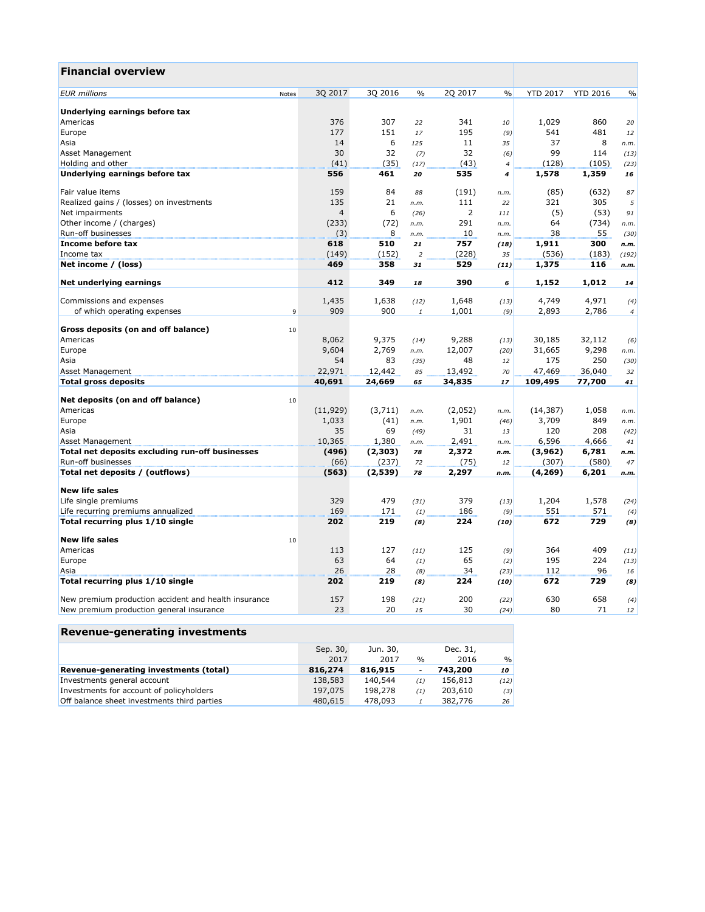## Financial overview

| EUR millions | Notes | 3Q 2017 | 3Q 2016 | % | 2Q 2017 | % | YTD 2017 | YTD 2016 | % |
|---|---|---|---|---|---|---|---|---|---|
| **Underlying earnings before tax** | | | | | | | | | |
| Americas | | 376 | 307 | 22 | 341 | 10 | 1,029 | 860 | 20 |
| Europe | | 177 | 151 | 17 | 195 | (9) | 541 | 481 | 12 |
| Asia | | 14 | 6 | 125 | 11 | 35 | 37 | 8 | n.m. |
| Asset Management | | 30 | 32 | (7) | 32 | (6) | 99 | 114 | (13) |
| Holding and other | | (41) | (35) | (17) | (43) | 4 | (128) | (105) | (23) |
| **Underlying earnings before tax** | | **556** | **461** | **20** | **535** | **4** | **1,578** | **1,359** | **16** |
| | | | | | | | | | |
| Fair value items | | 159 | 84 | 88 | (191) | n.m. | (85) | (632) | 87 |
| Realized gains / (losses) on investments | | 135 | 21 | n.m. | 111 | 22 | 321 | 305 | 5 |
| Net impairments | | 4 | 6 | (26) | 2 | 111 | (5) | (53) | 91 |
| Other income / (charges) | | (233) | (72) | n.m. | 291 | n.m. | 64 | (734) | n.m. |
| Run-off businesses | | (3) | 8 | n.m. | 10 | n.m. | 38 | 55 | (30) |
| **Income before tax** | | **618** | **510** | **21** | **757** | **(18)** | **1,911** | **300** | **n.m.** |
| Income tax | | (149) | (152) | 2 | (228) | 35 | (536) | (183) | (192) |
| **Net income / (loss)** | | **469** | **358** | **31** | **529** | **(11)** | **1,375** | **116** | **n.m.** |
| | | | | | | | | | |
| **Net underlying earnings** | | **412** | **349** | **18** | **390** | **6** | **1,152** | **1,012** | **14** |
| | | | | | | | | | |
| Commissions and expenses | | 1,435 | 1,638 | (12) | 1,648 | (13) | 4,749 | 4,971 | (4) |
| of which operating expenses | 9 | 909 | 900 | 1 | 1,001 | (9) | 2,893 | 2,786 | 4 |
| | | | | | | | | | |
| **Gross deposits (on and off balance)** | 10 | | | | | | | | |
| Americas | | 8,062 | 9,375 | (14) | 9,288 | (13) | 30,185 | 32,112 | (6) |
| Europe | | 9,604 | 2,769 | n.m. | 12,007 | (20) | 31,665 | 9,298 | n.m. |
| Asia | | 54 | 83 | (35) | 48 | 12 | 175 | 250 | (30) |
| Asset Management | | 22,971 | 12,442 | 85 | 13,492 | 70 | 47,469 | 36,040 | 32 |
| **Total gross deposits** | | **40,691** | **24,669** | **65** | **34,835** | **17** | **109,495** | **77,700** | **41** |
| | | | | | | | | | |
| **Net deposits (on and off balance)** | 10 | | | | | | | | |
| Americas | | (11,929) | (3,711) | n.m. | (2,052) | n.m. | (14,387) | 1,058 | n.m. |
| Europe | | 1,033 | (41) | n.m. | 1,901 | (46) | 3,709 | 849 | n.m. |
| Asia | | 35 | 69 | (49) | 31 | 13 | 120 | 208 | (42) |
| Asset Management | | 10,365 | 1,380 | n.m. | 2,491 | n.m. | 6,596 | 4,666 | 41 |
| **Total net deposits excluding run-off businesses** | | **(496)** | **(2,303)** | **78** | **2,372** | **n.m.** | **(3,962)** | **6,781** | **n.m.** |
| Run-off businesses | | (66) | (237) | 72 | (75) | 12 | (307) | (580) | 47 |
| **Total net deposits / (outflows)** | | **(563)** | **(2,539)** | **78** | **2,297** | **n.m.** | **(4,269)** | **6,201** | **n.m.** |
| | | | | | | | | | |
| **New life sales** | | | | | | | | | |
| Life single premiums | | 329 | 479 | (31) | 379 | (13) | 1,204 | 1,578 | (24) |
| Life recurring premiums annualized | | 169 | 171 | (1) | 186 | (9) | 551 | 571 | (4) |
| **Total recurring plus 1/10 single** | | **202** | **219** | **(8)** | **224** | **(10)** | **672** | **729** | **(8)** |
| | | | | | | | | | |
| **New life sales** | 10 | | | | | | | | |
| Americas | | 113 | 127 | (11) | 125 | (9) | 364 | 409 | (11) |
| Europe | | 63 | 64 | (1) | 65 | (2) | 195 | 224 | (13) |
| Asia | | 26 | 28 | (8) | 34 | (23) | 112 | 96 | 16 |
| **Total recurring plus 1/10 single** | | **202** | **219** | **(8)** | **224** | **(10)** | **672** | **729** | **(8)** |
| | | | | | | | | | |
| New premium production accident and health insurance | | 157 | 198 | (21) | 200 | (22) | 630 | 658 | (4) |
| New premium production general insurance | | 23 | 20 | 15 | 30 | (24) | 80 | 71 | 12 |

## Revenue-generating investments

| | Sep. 30, 2017 | Jun. 30, 2017 | % | Dec. 31, 2016 | % |
|---|---|---|---|---|---|
| **Revenue-generating investments (total)** | **816,274** | **816,915** | **-** | **743,200** | **10** |
| Investments general account | 138,583 | 140,544 | (1) | 156,813 | (12) |
| Investments for account of policyholders | 197,075 | 198,278 | (1) | 203,610 | (3) |
| Off balance sheet investments third parties | 480,615 | 478,093 | 1 | 382,776 | 26 |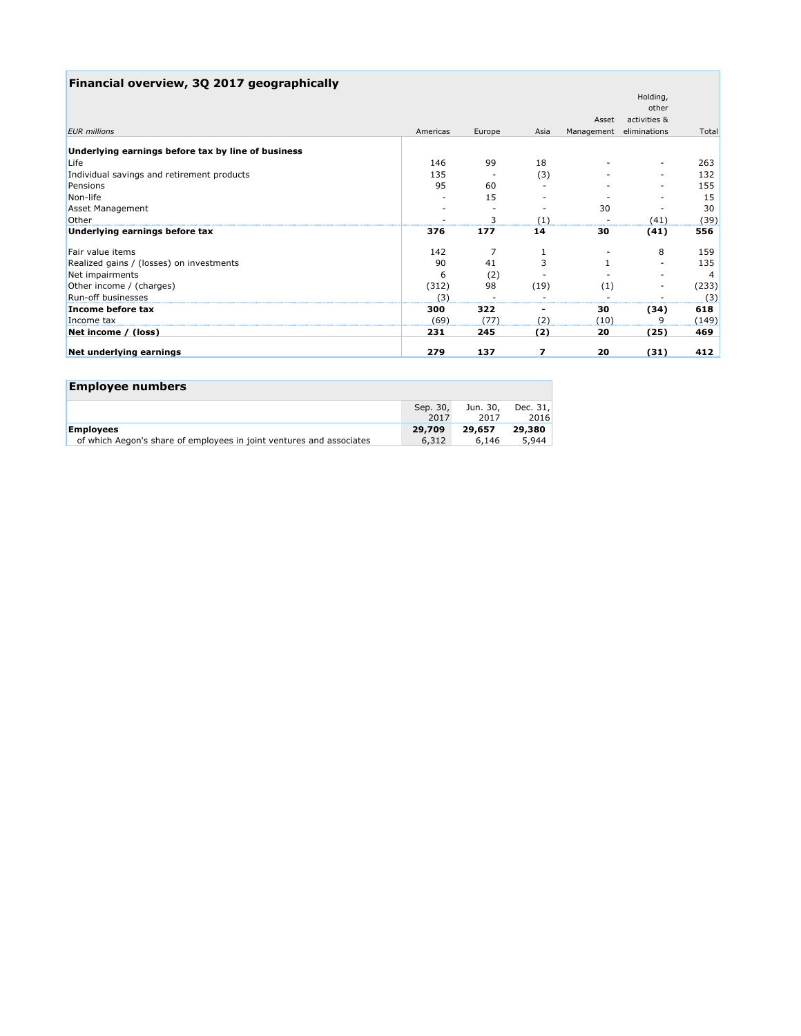## Financial overview, 3Q 2017 geographically

| EUR millions | Americas | Europe | Asia | Asset Management | Holding, other activities & eliminations | Total |
|---|---|---|---|---|---|---|
| **Underlying earnings before tax by line of business** | | | | | | |
| Life | 146 | 99 | 18 | - | - | 263 |
| Individual savings and retirement products | 135 | - | (3) | - | - | 132 |
| Pensions | 95 | 60 | - | - | - | 155 |
| Non-life | - | 15 | - | - | - | 15 |
| Asset Management | - | - | - | 30 | - | 30 |
| Other | - | 3 | (1) | - | (41) | (39) |
| **Underlying earnings before tax** | **376** | **177** | **14** | **30** | **(41)** | **556** |
| Fair value items | 142 | 7 | 1 | - | 8 | 159 |
| Realized gains / (losses) on investments | 90 | 41 | 3 | 1 | - | 135 |
| Net impairments | 6 | (2) | - | - | - | 4 |
| Other income / (charges) | (312) | 98 | (19) | (1) | - | (233) |
| Run-off businesses | (3) | - | - | - | - | (3) |
| **Income before tax** | **300** | **322** | **-** | **30** | **(34)** | **618** |
| Income tax | (69) | (77) | (2) | (10) | 9 | (149) |
| **Net income / (loss)** | **231** | **245** | **(2)** | **20** | **(25)** | **469** |
| **Net underlying earnings** | **279** | **137** | **7** | **20** | **(31)** | **412** |

## Employee numbers

| | Sep. 30, 2017 | Jun. 30, 2017 | Dec. 31, 2016 |
|---|---|---|---|
| **Employees** | **29,709** | **29,657** | **29,380** |
| of which Aegon's share of employees in joint ventures and associates | 6,312 | 6,146 | 5,944 |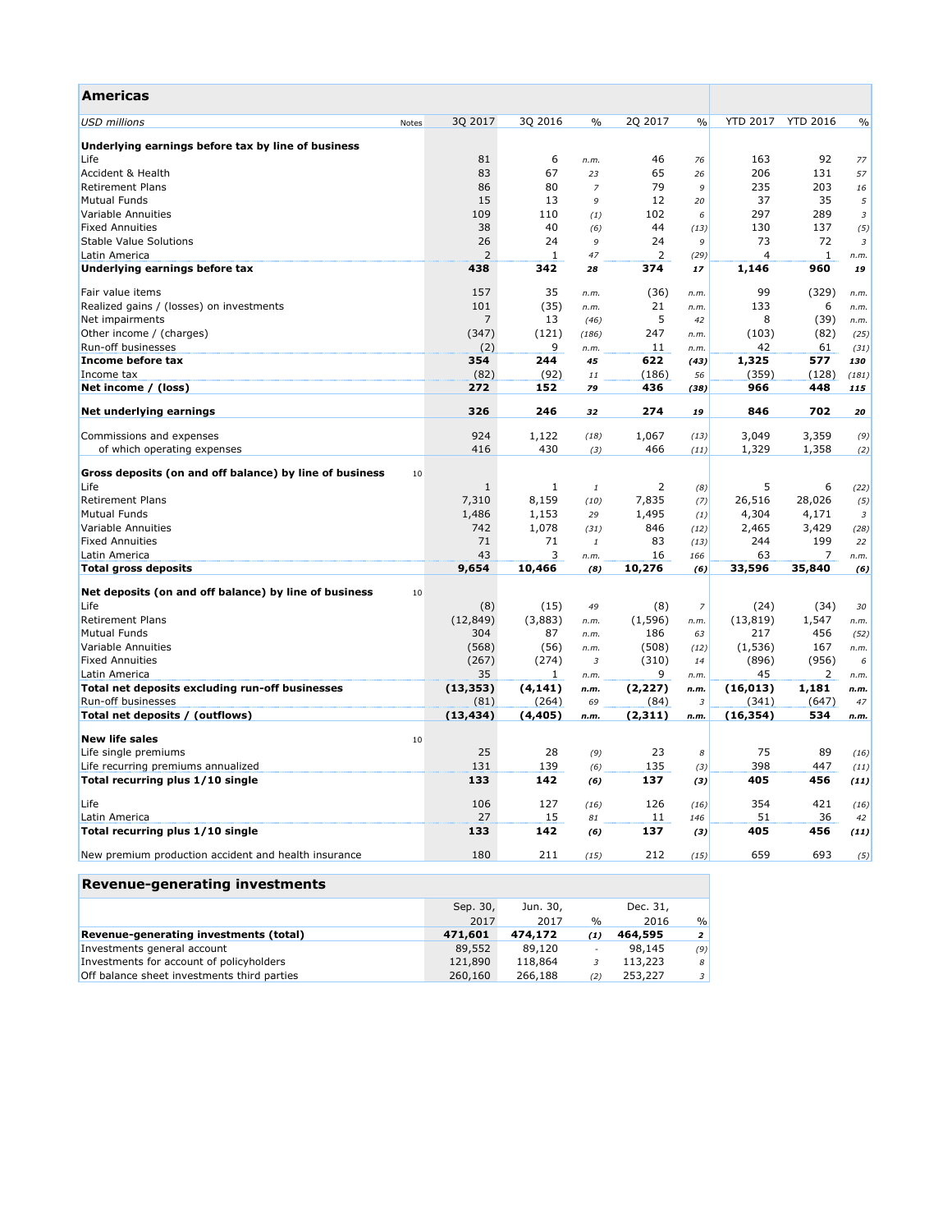## Americas

| USD millions | Notes | 3Q 2017 | 3Q 2016 | % | 2Q 2017 | % | YTD 2017 | YTD 2016 | % |
|---|---|---|---|---|---|---|---|---|---|
| **Underlying earnings before tax by line of business** | | | | | | | | | |
| Life | | 81 | 6 | *n.m.* | 46 | *76* | 163 | 92 | *77* |
| Accident & Health | | 83 | 67 | *23* | 65 | *26* | 206 | 131 | *57* |
| Retirement Plans | | 86 | 80 | *7* | 79 | *9* | 235 | 203 | *16* |
| Mutual Funds | | 15 | 13 | *9* | 12 | *20* | 37 | 35 | *5* |
| Variable Annuities | | 109 | 110 | *(1)* | 102 | *6* | 297 | 289 | *3* |
| Fixed Annuities | | 38 | 40 | *(6)* | 44 | *(13)* | 130 | 137 | *(5)* |
| Stable Value Solutions | | 26 | 24 | *9* | 24 | *9* | 73 | 72 | *3* |
| Latin America | | 2 | 1 | *47* | 2 | *(29)* | 4 | 1 | *n.m.* |
| **Underlying earnings before tax** | | **438** | **342** | ***28*** | **374** | ***17*** | **1,146** | **960** | ***19*** |
| Fair value items | | 157 | 35 | *n.m.* | (36) | *n.m.* | 99 | (329) | *n.m.* |
| Realized gains / (losses) on investments | | 101 | (35) | *n.m.* | 21 | *n.m.* | 133 | 6 | *n.m.* |
| Net impairments | | 7 | 13 | *(46)* | 5 | *42* | 8 | (39) | *n.m.* |
| Other income / (charges) | | (347) | (121) | *(186)* | 247 | *n.m.* | (103) | (82) | *(25)* |
| Run-off businesses | | (2) | 9 | *n.m.* | 11 | *n.m.* | 42 | 61 | *(31)* |
| **Income before tax** | | **354** | **244** | ***45*** | **622** | ***(43)*** | **1,325** | **577** | ***130*** |
| Income tax | | (82) | (92) | *11* | (186) | *56* | (359) | (128) | *(181)* |
| **Net income / (loss)** | | **272** | **152** | ***79*** | **436** | ***(38)*** | **966** | **448** | ***115*** |
| **Net underlying earnings** | | **326** | **246** | ***32*** | **274** | ***19*** | **846** | **702** | ***20*** |
| Commissions and expenses | | 924 | 1,122 | *(18)* | 1,067 | *(13)* | 3,049 | 3,359 | *(9)* |
| of which operating expenses | | 416 | 430 | *(3)* | 466 | *(11)* | 1,329 | 1,358 | *(2)* |
| **Gross deposits (on and off balance) by line of business** | 10 | | | | | | | | |
| Life | | 1 | 1 | *1* | 2 | *(8)* | 5 | 6 | *(22)* |
| Retirement Plans | | 7,310 | 8,159 | *(10)* | 7,835 | *(7)* | 26,516 | 28,026 | *(5)* |
| Mutual Funds | | 1,486 | 1,153 | *29* | 1,495 | *(1)* | 4,304 | 4,171 | *3* |
| Variable Annuities | | 742 | 1,078 | *(31)* | 846 | *(12)* | 2,465 | 3,429 | *(28)* |
| Fixed Annuities | | 71 | 71 | *1* | 83 | *(13)* | 244 | 199 | *22* |
| Latin America | | 43 | 3 | *n.m.* | 16 | *166* | 63 | 7 | *n.m.* |
| **Total gross deposits** | | **9,654** | **10,466** | ***(8)*** | **10,276** | ***(6)*** | **33,596** | **35,840** | ***(6)*** |
| **Net deposits (on and off balance) by line of business** | 10 | | | | | | | | |
| Life | | (8) | (15) | *49* | (8) | *7* | (24) | (34) | *30* |
| Retirement Plans | | (12,849) | (3,883) | *n.m.* | (1,596) | *n.m.* | (13,819) | 1,547 | *n.m.* |
| Mutual Funds | | 304 | 87 | *n.m.* | 186 | *63* | 217 | 456 | *(52)* |
| Variable Annuities | | (568) | (56) | *n.m.* | (508) | *(12)* | (1,536) | 167 | *n.m.* |
| Fixed Annuities | | (267) | (274) | *3* | (310) | *14* | (896) | (956) | *6* |
| Latin America | | 35 | 1 | *n.m.* | 9 | *n.m.* | 45 | 2 | *n.m.* |
| **Total net deposits excluding run-off businesses** | | **(13,353)** | **(4,141)** | ***n.m.*** | **(2,227)** | ***n.m.*** | **(16,013)** | **1,181** | ***n.m.*** |
| Run-off businesses | | (81) | (264) | *69* | (84) | *3* | (341) | (647) | *47* |
| **Total net deposits / (outflows)** | | **(13,434)** | **(4,405)** | ***n.m.*** | **(2,311)** | ***n.m.*** | **(16,354)** | **534** | ***n.m.*** |
| **New life sales** | 10 | | | | | | | | |
| Life single premiums | | 25 | 28 | *(9)* | 23 | *8* | 75 | 89 | *(16)* |
| Life recurring premiums annualized | | 131 | 139 | *(6)* | 135 | *(3)* | 398 | 447 | *(11)* |
| **Total recurring plus 1/10 single** | | **133** | **142** | ***(6)*** | **137** | ***(3)*** | **405** | **456** | ***(11)*** |
| Life | | 106 | 127 | *(16)* | 126 | *(16)* | 354 | 421 | *(16)* |
| Latin America | | 27 | 15 | *81* | 11 | *146* | 51 | 36 | *42* |
| **Total recurring plus 1/10 single** | | **133** | **142** | ***(6)*** | **137** | ***(3)*** | **405** | **456** | ***(11)*** |
| New premium production accident and health insurance | | 180 | 211 | *(15)* | 212 | *(15)* | 659 | 693 | *(5)* |

## Revenue-generating investments

| | Sep. 30, 2017 | Jun. 30, 2017 | % | Dec. 31, 2016 | % |
|---|---|---|---|---|---|
| **Revenue-generating investments (total)** | **471,601** | **474,172** | ***(1)*** | **464,595** | ***2*** |
| Investments general account | 89,552 | 89,120 | *-* | 98,145 | *(9)* |
| Investments for account of policyholders | 121,890 | 118,864 | *3* | 113,223 | *8* |
| Off balance sheet investments third parties | 260,160 | 266,188 | *(2)* | 253,227 | *3* |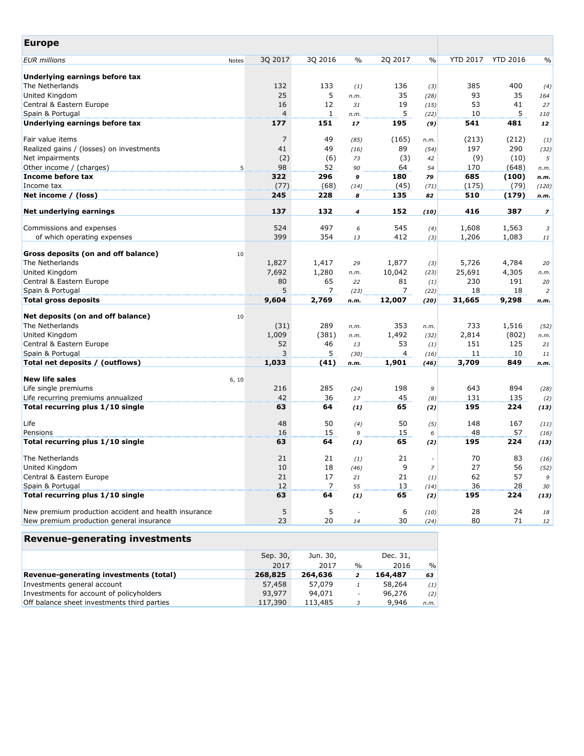## Europe

| EUR millions | Notes | 3Q 2017 | 3Q 2016 | % | 2Q 2017 | % | YTD 2017 | YTD 2016 | % |
|---|---|---|---|---|---|---|---|---|---|
| **Underlying earnings before tax** | | | | | | | | | |
| The Netherlands | | 132 | 133 | *(1)* | 136 | *(3)* | 385 | 400 | *(4)* |
| United Kingdom | | 25 | 5 | *n.m.* | 35 | *(28)* | 93 | 35 | *164* |
| Central & Eastern Europe | | 16 | 12 | *31* | 19 | *(15)* | 53 | 41 | *27* |
| Spain & Portugal | | 4 | 1 | *n.m.* | 5 | *(22)* | 10 | 5 | *110* |
| **Underlying earnings before tax** | | **177** | **151** | ***17*** | **195** | ***(9)*** | **541** | **481** | ***12*** |
| | | | | | | | | | |
| Fair value items | | 7 | 49 | *(85)* | (165) | *n.m.* | (213) | (212) | *(1)* |
| Realized gains / (losses) on investments | | 41 | 49 | *(16)* | 89 | *(54)* | 197 | 290 | *(32)* |
| Net impairments | | (2) | (6) | *73* | (3) | *42* | (9) | (10) | *5* |
| Other income / (charges) | 5 | 98 | 52 | *90* | 64 | *54* | 170 | (648) | *n.m.* |
| **Income before tax** | | **322** | **296** | ***9*** | **180** | ***79*** | **685** | **(100)** | ***n.m.*** |
| Income tax | | (77) | (68) | *(14)* | (45) | *(71)* | (175) | (79) | *(120)* |
| **Net income / (loss)** | | **245** | **228** | ***8*** | **135** | ***82*** | **510** | **(179)** | ***n.m.*** |
| | | | | | | | | | |
| **Net underlying earnings** | | **137** | **132** | ***4*** | **152** | ***(10)*** | **416** | **387** | ***7*** |
| | | | | | | | | | |
| Commissions and expenses | | 524 | 497 | *6* | 545 | *(4)* | 1,608 | 1,563 | *3* |
| of which operating expenses | | 399 | 354 | *13* | 412 | *(3)* | 1,206 | 1,083 | *11* |
| | | | | | | | | | |
| **Gross deposits (on and off balance)** | 10 | | | | | | | | |
| The Netherlands | | 1,827 | 1,417 | *29* | 1,877 | *(3)* | 5,726 | 4,784 | *20* |
| United Kingdom | | 7,692 | 1,280 | *n.m.* | 10,042 | *(23)* | 25,691 | 4,305 | *n.m.* |
| Central & Eastern Europe | | 80 | 65 | *22* | 81 | *(1)* | 230 | 191 | *20* |
| Spain & Portugal | | 5 | 7 | *(23)* | 7 | *(22)* | 18 | 18 | *2* |
| **Total gross deposits** | | **9,604** | **2,769** | ***n.m.*** | **12,007** | ***(20)*** | **31,665** | **9,298** | ***n.m.*** |
| | | | | | | | | | |
| **Net deposits (on and off balance)** | 10 | | | | | | | | |
| The Netherlands | | (31) | 289 | *n.m.* | 353 | *n.m.* | 733 | 1,516 | *(52)* |
| United Kingdom | | 1,009 | (381) | *n.m.* | 1,492 | *(32)* | 2,814 | (802) | *n.m.* |
| Central & Eastern Europe | | 52 | 46 | *13* | 53 | *(1)* | 151 | 125 | *21* |
| Spain & Portugal | | 3 | 5 | *(30)* | 4 | *(16)* | 11 | 10 | *11* |
| **Total net deposits / (outflows)** | | **1,033** | **(41)** | ***n.m.*** | **1,901** | ***(46)*** | **3,709** | **849** | ***n.m.*** |
| | | | | | | | | | |
| **New life sales** | 6, 10 | | | | | | | | |
| Life single premiums | | 216 | 285 | *(24)* | 198 | *9* | 643 | 894 | *(28)* |
| Life recurring premiums annualized | | 42 | 36 | *17* | 45 | *(8)* | 131 | 135 | *(2)* |
| **Total recurring plus 1/10 single** | | **63** | **64** | ***(1)*** | **65** | ***(2)*** | **195** | **224** | ***(13)*** |
| | | | | | | | | | |
| Life | | 48 | 50 | *(4)* | 50 | *(5)* | 148 | 167 | *(11)* |
| Pensions | | 16 | 15 | *9* | 15 | *6* | 48 | 57 | *(16)* |
| **Total recurring plus 1/10 single** | | **63** | **64** | ***(1)*** | **65** | ***(2)*** | **195** | **224** | ***(13)*** |
| | | | | | | | | | |
| The Netherlands | | 21 | 21 | *(1)* | 21 | *-* | 70 | 83 | *(16)* |
| United Kingdom | | 10 | 18 | *(46)* | 9 | *7* | 27 | 56 | *(52)* |
| Central & Eastern Europe | | 21 | 17 | *21* | 21 | *(1)* | 62 | 57 | *9* |
| Spain & Portugal | | 12 | 7 | *55* | 13 | *(14)* | 36 | 28 | *30* |
| **Total recurring plus 1/10 single** | | **63** | **64** | ***(1)*** | **65** | ***(2)*** | **195** | **224** | ***(13)*** |
| | | | | | | | | | |
| New premium production accident and health insurance | | 5 | 5 | *-* | 6 | *(10)* | 28 | 24 | *18* |
| New premium production general insurance | | 23 | 20 | *14* | 30 | *(24)* | 80 | 71 | *12* |

## Revenue-generating investments

| | Sep. 30, 2017 | Jun. 30, 2017 | % | Dec. 31, 2016 | % |
|---|---|---|---|---|---|
| **Revenue-generating investments (total)** | **268,825** | **264,636** | ***2*** | **164,487** | ***63*** |
| Investments general account | 57,458 | 57,079 | *1* | 58,264 | *(1)* |
| Investments for account of policyholders | 93,977 | 94,071 | *-* | 96,276 | *(2)* |
| Off balance sheet investments third parties | 117,390 | 113,485 | *3* | 9,946 | *n.m.* |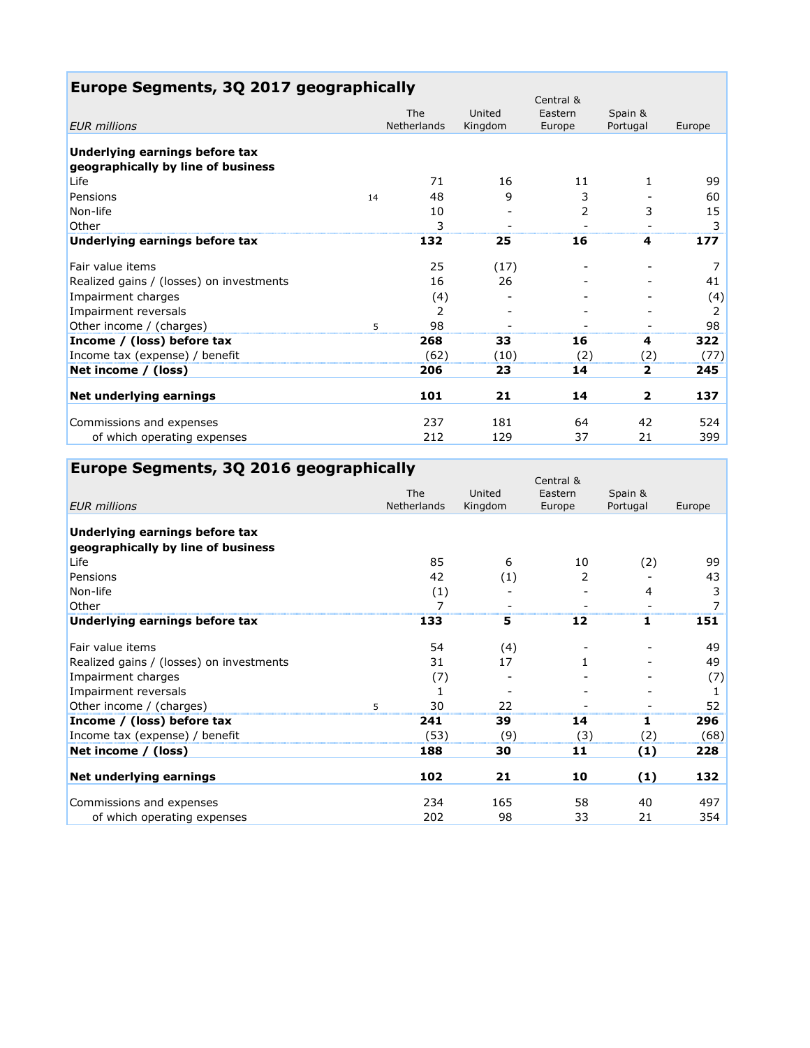## Europe Segments, 3Q 2017 geographically

| *EUR millions* | | The Netherlands | United Kingdom | Central & Eastern Europe | Spain & Portugal | Europe |
|---|---|---|---|---|---|---|
| **Underlying earnings before tax geographically by line of business** | | | | | | |
| Life | | 71 | 16 | 11 | 1 | 99 |
| Pensions | 14 | 48 | 9 | 3 | - | 60 |
| Non-life | | 10 | - | 2 | 3 | 15 |
| Other | | 3 | - | - | - | 3 |
| **Underlying earnings before tax** | | **132** | **25** | **16** | **4** | **177** |
| Fair value items | | 25 | (17) | - | - | 7 |
| Realized gains / (losses) on investments | | 16 | 26 | - | - | 41 |
| Impairment charges | | (4) | - | - | - | (4) |
| Impairment reversals | | 2 | - | - | - | 2 |
| Other income / (charges) | 5 | 98 | - | - | - | 98 |
| **Income / (loss) before tax** | | **268** | **33** | **16** | **4** | **322** |
| Income tax (expense) / benefit | | (62) | (10) | (2) | (2) | (77) |
| **Net income / (loss)** | | **206** | **23** | **14** | **2** | **245** |
| **Net underlying earnings** | | **101** | **21** | **14** | **2** | **137** |
| Commissions and expenses | | 237 | 181 | 64 | 42 | 524 |
| of which operating expenses | | 212 | 129 | 37 | 21 | 399 |

## Europe Segments, 3Q 2016 geographically

| *EUR millions* | | The Netherlands | United Kingdom | Central & Eastern Europe | Spain & Portugal | Europe |
|---|---|---|---|---|---|---|
| **Underlying earnings before tax geographically by line of business** | | | | | | |
| Life | | 85 | 6 | 10 | (2) | 99 |
| Pensions | | 42 | (1) | 2 | - | 43 |
| Non-life | | (1) | - | - | 4 | 3 |
| Other | | 7 | - | - | - | 7 |
| **Underlying earnings before tax** | | **133** | **5** | **12** | **1** | **151** |
| Fair value items | | 54 | (4) | - | - | 49 |
| Realized gains / (losses) on investments | | 31 | 17 | 1 | - | 49 |
| Impairment charges | | (7) | - | - | - | (7) |
| Impairment reversals | | 1 | - | - | - | 1 |
| Other income / (charges) | 5 | 30 | 22 | - | - | 52 |
| **Income / (loss) before tax** | | **241** | **39** | **14** | **1** | **296** |
| Income tax (expense) / benefit | | (53) | (9) | (3) | (2) | (68) |
| **Net income / (loss)** | | **188** | **30** | **11** | **(1)** | **228** |
| **Net underlying earnings** | | **102** | **21** | **10** | **(1)** | **132** |
| Commissions and expenses | | 234 | 165 | 58 | 40 | 497 |
| of which operating expenses | | 202 | 98 | 33 | 21 | 354 |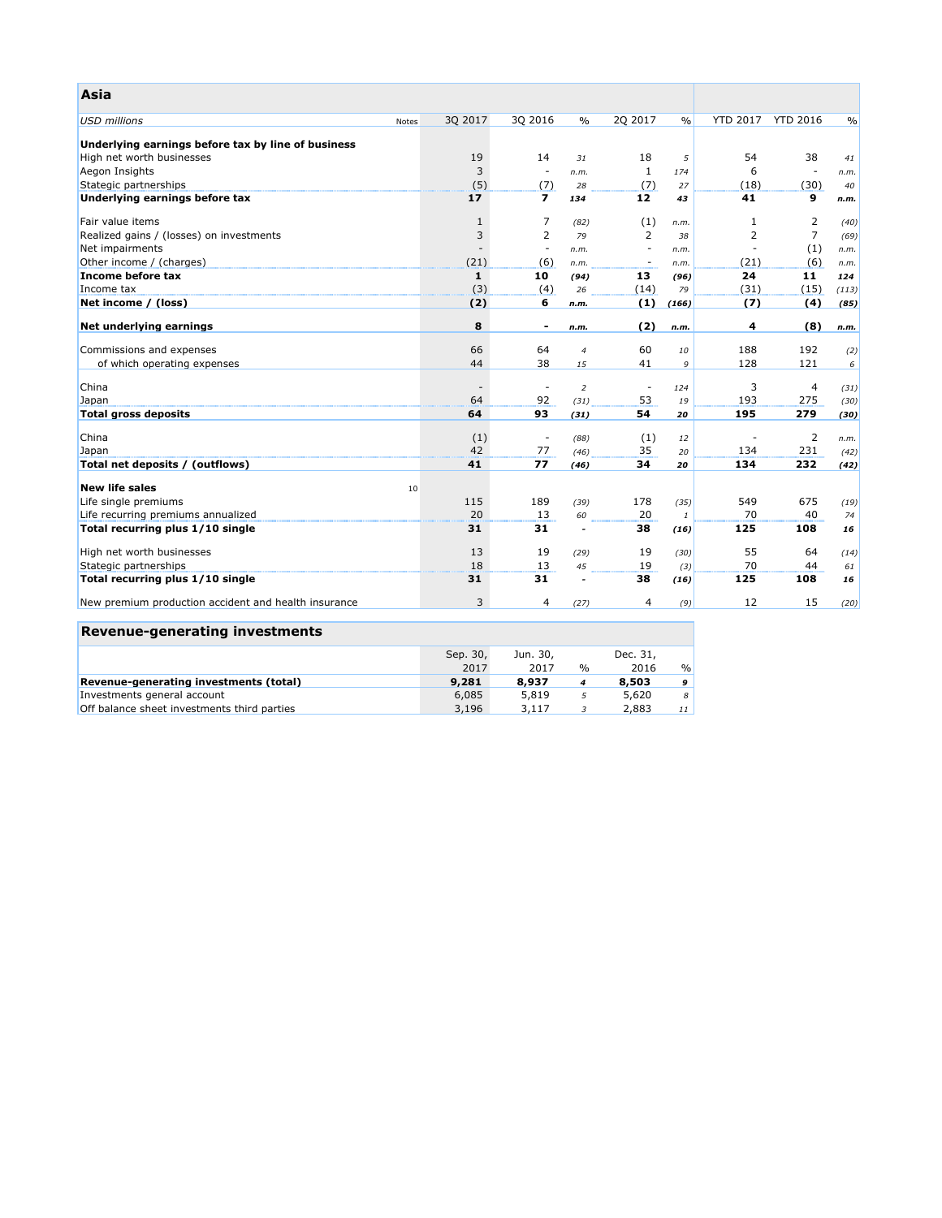## Asia

| USD millions | Notes | 3Q 2017 | 3Q 2016 | % | 2Q 2017 | % | YTD 2017 | YTD 2016 | % |
|---|---|---|---|---|---|---|---|---|---|
| **Underlying earnings before tax by line of business** | | | | | | | | | |
| High net worth businesses | | 19 | 14 | *31* | 18 | *5* | 54 | 38 | *41* |
| Aegon Insights | | 3 | - | *n.m.* | 1 | *174* | 6 | - | *n.m.* |
| Stategic partnerships | | (5) | (7) | *28* | (7) | *27* | (18) | (30) | *40* |
| **Underlying earnings before tax** | | **17** | **7** | ***134*** | **12** | ***43*** | **41** | **9** | ***n.m.*** |
| | | | | | | | | | |
| Fair value items | | 1 | 7 | *(82)* | (1) | *n.m.* | 1 | 2 | *(40)* |
| Realized gains / (losses) on investments | | 3 | 2 | *79* | 2 | *38* | 2 | 7 | *(69)* |
| Net impairments | | - | - | *n.m.* | - | *n.m.* | - | (1) | *n.m.* |
| Other income / (charges) | | (21) | (6) | *n.m.* | - | *n.m.* | (21) | (6) | *n.m.* |
| **Income before tax** | | **1** | **10** | ***(94)*** | **13** | ***(96)*** | **24** | **11** | ***124*** |
| Income tax | | (3) | (4) | *26* | (14) | *79* | (31) | (15) | *(113)* |
| **Net income / (loss)** | | **(2)** | **6** | ***n.m.*** | **(1)** | ***(166)*** | **(7)** | **(4)** | ***(85)*** |
| | | | | | | | | | |
| **Net underlying earnings** | | **8** | **-** | ***n.m.*** | **(2)** | ***n.m.*** | **4** | **(8)** | ***n.m.*** |
| | | | | | | | | | |
| Commissions and expenses | | 66 | 64 | *4* | 60 | *10* | 188 | 192 | *(2)* |
| of which operating expenses | | 44 | 38 | *15* | 41 | *9* | 128 | 121 | *6* |
| | | | | | | | | | |
| China | | - | - | *2* | - | *124* | 3 | 4 | *(31)* |
| Japan | | 64 | 92 | *(31)* | 53 | *19* | 193 | 275 | *(30)* |
| **Total gross deposits** | | **64** | **93** | ***(31)*** | **54** | ***20*** | **195** | **279** | ***(30)*** |
| | | | | | | | | | |
| China | | (1) | - | *(88)* | (1) | *12* | - | 2 | *n.m.* |
| Japan | | 42 | 77 | *(46)* | 35 | *20* | 134 | 231 | *(42)* |
| **Total net deposits / (outflows)** | | **41** | **77** | ***(46)*** | **34** | ***20*** | **134** | **232** | ***(42)*** |
| | | | | | | | | | |
| **New life sales** | 10 | | | | | | | | |
| Life single premiums | | 115 | 189 | *(39)* | 178 | *(35)* | 549 | 675 | *(19)* |
| Life recurring premiums annualized | | 20 | 13 | *60* | 20 | *1* | 70 | 40 | *74* |
| **Total recurring plus 1/10 single** | | **31** | **31** | **-** | **38** | ***(16)*** | **125** | **108** | ***16*** |
| | | | | | | | | | |
| High net worth businesses | | 13 | 19 | *(29)* | 19 | *(30)* | 55 | 64 | *(14)* |
| Stategic partnerships | | 18 | 13 | *45* | 19 | *(3)* | 70 | 44 | *61* |
| **Total recurring plus 1/10 single** | | **31** | **31** | **-** | **38** | ***(16)*** | **125** | **108** | ***16*** |
| | | | | | | | | | |
| New premium production accident and health insurance | | 3 | 4 | *(27)* | 4 | *(9)* | 12 | 15 | *(20)* |

## Revenue-generating investments

| | Sep. 30, 2017 | Jun. 30, 2017 | % | Dec. 31, 2016 | % |
|---|---|---|---|---|---|
| **Revenue-generating investments (total)** | **9,281** | **8,937** | ***4*** | **8,503** | ***9*** |
| Investments general account | 6,085 | 5,819 | *5* | 5,620 | *8* |
| Off balance sheet investments third parties | 3,196 | 3,117 | *3* | 2,883 | *11* |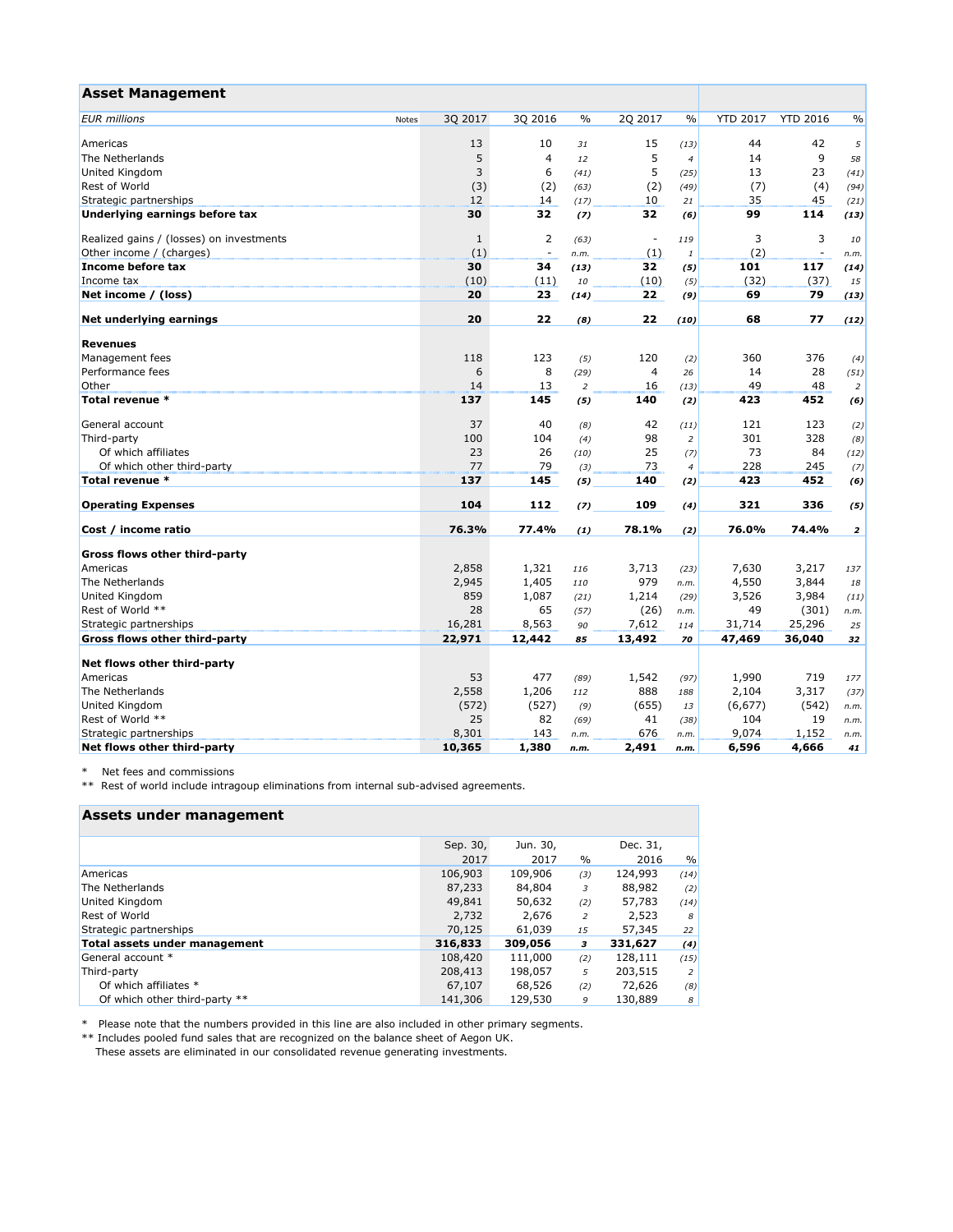## Asset Management

| EUR millions | Notes | 3Q 2017 | 3Q 2016 | % | 2Q 2017 | % | YTD 2017 | YTD 2016 | % |
|---|---|---|---|---|---|---|---|---|---|
| Americas | | 13 | 10 | 31 | 15 | (13) | 44 | 42 | 5 |
| The Netherlands | | 5 | 4 | 12 | 5 | 4 | 14 | 9 | 58 |
| United Kingdom | | 3 | 6 | (41) | 5 | (25) | 13 | 23 | (41) |
| Rest of World | | (3) | (2) | (63) | (2) | (49) | (7) | (4) | (94) |
| Strategic partnerships | | 12 | 14 | (17) | 10 | 21 | 35 | 45 | (21) |
| **Underlying earnings before tax** | | **30** | **32** | **(7)** | **32** | **(6)** | **99** | **114** | **(13)** |
| | | | | | | | | | |
| Realized gains / (losses) on investments | | 1 | 2 | (63) | - | 119 | 3 | 3 | 10 |
| Other income / (charges) | | (1) | - | n.m. | (1) | 1 | (2) | - | n.m. |
| **Income before tax** | | **30** | **34** | **(13)** | **32** | **(5)** | **101** | **117** | **(14)** |
| Income tax | | (10) | (11) | 10 | (10) | (5) | (32) | (37) | 15 |
| **Net income / (loss)** | | **20** | **23** | **(14)** | **22** | **(9)** | **69** | **79** | **(13)** |
| | | | | | | | | | |
| **Net underlying earnings** | | **20** | **22** | **(8)** | **22** | **(10)** | **68** | **77** | **(12)** |
| | | | | | | | | | |
| **Revenues** | | | | | | | | | |
| Management fees | | 118 | 123 | (5) | 120 | (2) | 360 | 376 | (4) |
| Performance fees | | 6 | 8 | (29) | 4 | 26 | 14 | 28 | (51) |
| Other | | 14 | 13 | 2 | 16 | (13) | 49 | 48 | 2 |
| **Total revenue *** | | **137** | **145** | **(5)** | **140** | **(2)** | **423** | **452** | **(6)** |
| | | | | | | | | | |
| General account | | 37 | 40 | (8) | 42 | (11) | 121 | 123 | (2) |
| Third-party | | 100 | 104 | (4) | 98 | 2 | 301 | 328 | (8) |
| Of which affiliates | | 23 | 26 | (10) | 25 | (7) | 73 | 84 | (12) |
| Of which other third-party | | 77 | 79 | (3) | 73 | 4 | 228 | 245 | (7) |
| **Total revenue *** | | **137** | **145** | **(5)** | **140** | **(2)** | **423** | **452** | **(6)** |
| | | | | | | | | | |
| **Operating Expenses** | | **104** | **112** | **(7)** | **109** | **(4)** | **321** | **336** | **(5)** |
| | | | | | | | | | |
| **Cost / income ratio** | | **76.3%** | **77.4%** | **(1)** | **78.1%** | **(2)** | **76.0%** | **74.4%** | **2** |
| | | | | | | | | | |
| **Gross flows other third-party** | | | | | | | | | |
| Americas | | 2,858 | 1,321 | 116 | 3,713 | (23) | 7,630 | 3,217 | 137 |
| The Netherlands | | 2,945 | 1,405 | 110 | 979 | n.m. | 4,550 | 3,844 | 18 |
| United Kingdom | | 859 | 1,087 | (21) | 1,214 | (29) | 3,526 | 3,984 | (11) |
| Rest of World ** | | 28 | 65 | (57) | (26) | n.m. | 49 | (301) | n.m. |
| Strategic partnerships | | 16,281 | 8,563 | 90 | 7,612 | 114 | 31,714 | 25,296 | 25 |
| **Gross flows other third-party** | | **22,971** | **12,442** | **85** | **13,492** | **70** | **47,469** | **36,040** | **32** |
| | | | | | | | | | |
| **Net flows other third-party** | | | | | | | | | |
| Americas | | 53 | 477 | (89) | 1,542 | (97) | 1,990 | 719 | 177 |
| The Netherlands | | 2,558 | 1,206 | 112 | 888 | 188 | 2,104 | 3,317 | (37) |
| United Kingdom | | (572) | (527) | (9) | (655) | 13 | (6,677) | (542) | n.m. |
| Rest of World ** | | 25 | 82 | (69) | 41 | (38) | 104 | 19 | n.m. |
| Strategic partnerships | | 8,301 | 143 | n.m. | 676 | n.m. | 9,074 | 1,152 | n.m. |
| **Net flows other third-party** | | **10,365** | **1,380** | **n.m.** | **2,491** | **n.m.** | **6,596** | **4,666** | **41** |

\* Net fees and commissions
\** Rest of world include intragoup eliminations from internal sub-advised agreements.

## Assets under management

| | Sep. 30, 2017 | Jun. 30, 2017 | % | Dec. 31, 2016 | % |
|---|---|---|---|---|---|
| Americas | 106,903 | 109,906 | (3) | 124,993 | (14) |
| The Netherlands | 87,233 | 84,804 | 3 | 88,982 | (2) |
| United Kingdom | 49,841 | 50,632 | (2) | 57,783 | (14) |
| Rest of World | 2,732 | 2,676 | 2 | 2,523 | 8 |
| Strategic partnerships | 70,125 | 61,039 | 15 | 57,345 | 22 |
| **Total assets under management** | **316,833** | **309,056** | **3** | **331,627** | **(4)** |
| General account * | 108,420 | 111,000 | (2) | 128,111 | (15) |
| Third-party | 208,413 | 198,057 | 5 | 203,515 | 2 |
| Of which affiliates * | 67,107 | 68,526 | (2) | 72,626 | (8) |
| Of which other third-party ** | 141,306 | 129,530 | 9 | 130,889 | 8 |

\* Please note that the numbers provided in this line are also included in other primary segments.
\** Includes pooled fund sales that are recognized on the balance sheet of Aegon UK.
These assets are eliminated in our consolidated revenue generating investments.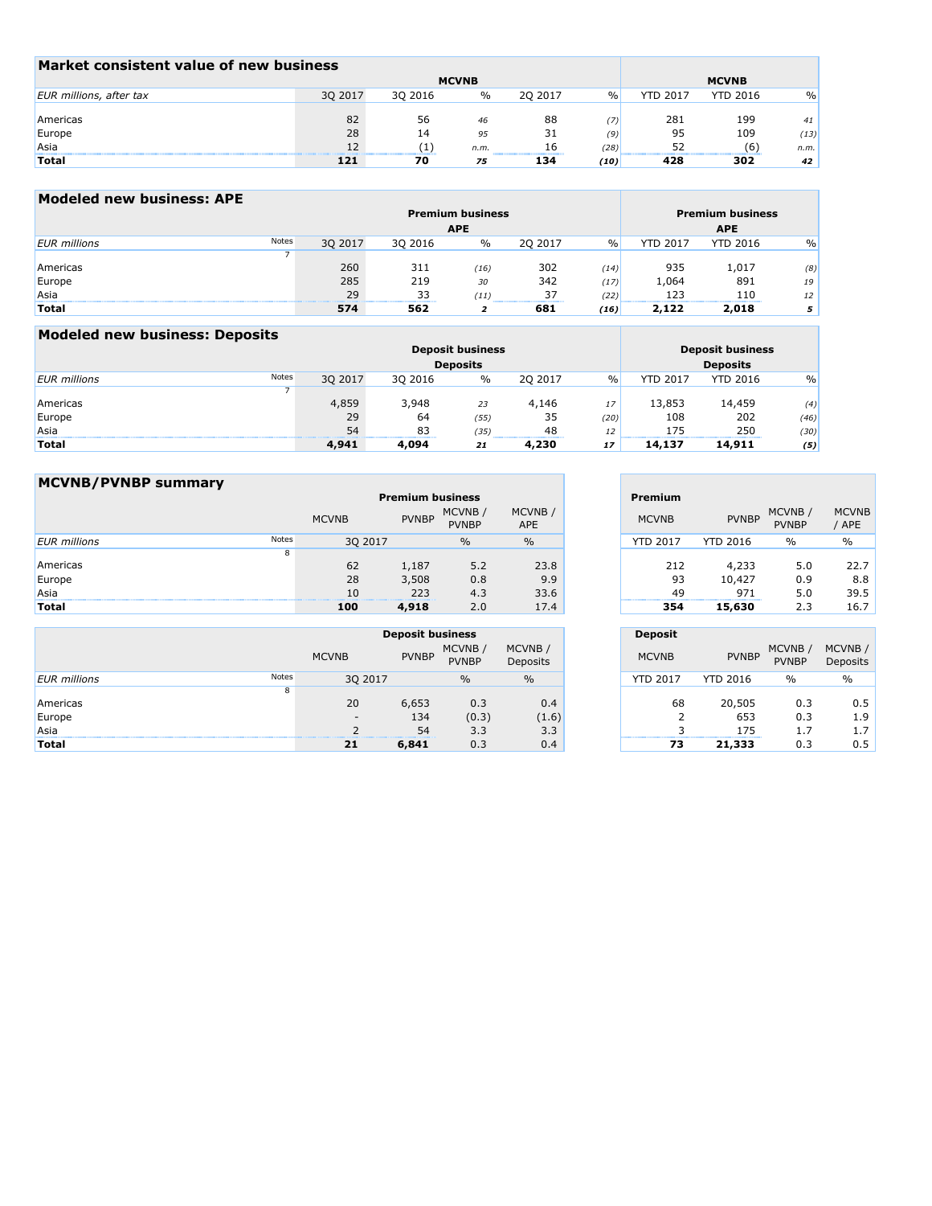## Market consistent value of new business

| EUR millions, after tax | MCVNB | | | | | MCVNB | | |
|---|---|---|---|---|---|---|---|---|
| | 3Q 2017 | 3Q 2016 | % | 2Q 2017 | % | YTD 2017 | YTD 2016 | % |
| Americas | 82 | 56 | *46* | 88 | *(7)* | 281 | 199 | *41* |
| Europe | 28 | 14 | *95* | 31 | *(9)* | 95 | 109 | *(13)* |
| Asia | 12 | (1) | *n.m.* | 16 | *(28)* | 52 | (6) | *n.m.* |
| **Total** | **121** | **70** | ***75*** | **134** | ***(10)*** | **428** | **302** | ***42*** |

## Modeled new business: APE

| EUR millions | Notes | Premium business APE | | | | | Premium business APE | | |
|---|---|---|---|---|---|---|---|---|---|
| | | 3Q 2017 | 3Q 2016 | % | 2Q 2017 | % | YTD 2017 | YTD 2016 | % |
| | 7 | | | | | | | | |
| Americas | | 260 | 311 | *(16)* | 302 | *(14)* | 935 | 1,017 | *(8)* |
| Europe | | 285 | 219 | *30* | 342 | *(17)* | 1,064 | 891 | *19* |
| Asia | | 29 | 33 | *(11)* | 37 | *(22)* | 123 | 110 | *12* |
| **Total** | | **574** | **562** | ***2*** | **681** | ***(16)*** | **2,122** | **2,018** | ***5*** |

## Modeled new business: Deposits

| EUR millions | Notes | Deposit business Deposits | | | | | Deposit business Deposits | | |
|---|---|---|---|---|---|---|---|---|---|
| | | 3Q 2017 | 3Q 2016 | % | 2Q 2017 | % | YTD 2017 | YTD 2016 | % |
| | 7 | | | | | | | | |
| Americas | | 4,859 | 3,948 | *23* | 4,146 | *17* | 13,853 | 14,459 | *(4)* |
| Europe | | 29 | 64 | *(55)* | 35 | *(20)* | 108 | 202 | *(46)* |
| Asia | | 54 | 83 | *(35)* | 48 | *12* | 175 | 250 | *(30)* |
| **Total** | | **4,941** | **4,094** | ***21*** | **4,230** | ***17*** | **14,137** | **14,911** | ***(5)*** |

## MCVNB/PVNBP summary

| | | Premium business | | | | Premium | | | |
|---|---|---|---|---|---|---|---|---|---|
| | | MCVNB | PVNBP | MCVNB / PVNBP | MCVNB / APE | MCVNB | PVNBP | MCVNB / PVNBP | MCVNB / APE |
| EUR millions | Notes | 3Q 2017 | | % | % | YTD 2017 | YTD 2016 | % | % |
| | 8 | | | | | | | | |
| Americas | | 62 | 1,187 | 5.2 | 23.8 | 212 | 4,233 | 5.0 | 22.7 |
| Europe | | 28 | 3,508 | 0.8 | 9.9 | 93 | 10,427 | 0.9 | 8.8 |
| Asia | | 10 | 223 | 4.3 | 33.6 | 49 | 971 | 5.0 | 39.5 |
| **Total** | | **100** | **4,918** | 2.0 | 17.4 | **354** | **15,630** | 2.3 | 16.7 |

| | | Deposit business | | | | Deposit | | | |
|---|---|---|---|---|---|---|---|---|---|
| | | MCVNB | PVNBP | MCVNB / PVNBP | MCVNB / Deposits | MCVNB | PVNBP | MCVNB / PVNBP | MCVNB / Deposits |
| EUR millions | Notes | 3Q 2017 | | % | % | YTD 2017 | YTD 2016 | % | % |
| | 8 | | | | | | | | |
| Americas | | 20 | 6,653 | 0.3 | 0.4 | 68 | 20,505 | 0.3 | 0.5 |
| Europe | | - | 134 | (0.3) | (1.6) | 2 | 653 | 0.3 | 1.9 |
| Asia | | 2 | 54 | 3.3 | 3.3 | 3 | 175 | 1.7 | 1.7 |
| **Total** | | **21** | **6,841** | 0.3 | 0.4 | **73** | **21,333** | 0.3 | 0.5 |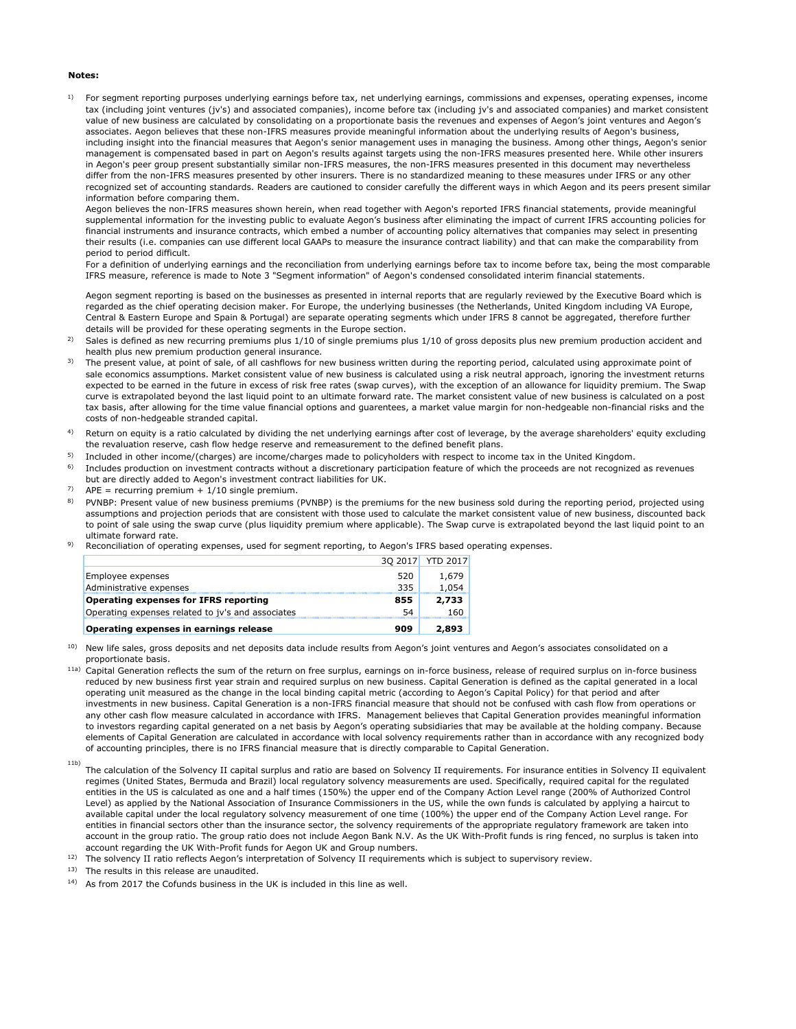**Notes:**

1) For segment reporting purposes underlying earnings before tax, net underlying earnings, commissions and expenses, operating expenses, income tax (including joint ventures (jv's) and associated companies), income before tax (including jv's and associated companies) and market consistent value of new business are calculated by consolidating on a proportionate basis the revenues and expenses of Aegon's joint ventures and Aegon's associates. Aegon believes that these non-IFRS measures provide meaningful information about the underlying results of Aegon's business, including insight into the financial measures that Aegon's senior management uses in managing the business. Among other things, Aegon's senior management is compensated based in part on Aegon's results against targets using the non-IFRS measures presented here. While other insurers in Aegon's peer group present substantially similar non-IFRS measures, the non-IFRS measures presented in this document may nevertheless differ from the non-IFRS measures presented by other insurers. There is no standardized meaning to these measures under IFRS or any other recognized set of accounting standards. Readers are cautioned to consider carefully the different ways in which Aegon and its peers present similar information before comparing them.
Aegon believes the non-IFRS measures shown herein, when read together with Aegon's reported IFRS financial statements, provide meaningful supplemental information for the investing public to evaluate Aegon's business after eliminating the impact of current IFRS accounting policies for financial instruments and insurance contracts, which embed a number of accounting policy alternatives that companies may select in presenting their results (i.e. companies can use different local GAAPs to measure the insurance contract liability) and that can make the comparability from period to period difficult.
For a definition of underlying earnings and the reconciliation from underlying earnings before tax to income before tax, being the most comparable IFRS measure, reference is made to Note 3 "Segment information" of Aegon's condensed consolidated interim financial statements.

   Aegon segment reporting is based on the businesses as presented in internal reports that are regularly reviewed by the Executive Board which is regarded as the chief operating decision maker. For Europe, the underlying businesses (the Netherlands, United Kingdom including VA Europe, Central & Eastern Europe and Spain & Portugal) are separate operating segments which under IFRS 8 cannot be aggregated, therefore further details will be provided for these operating segments in the Europe section.

2) Sales is defined as new recurring premiums plus 1/10 of single premiums plus 1/10 of gross deposits plus new premium production accident and health plus new premium production general insurance.

3) The present value, at point of sale, of all cashflows for new business written during the reporting period, calculated using approximate point of sale economics assumptions. Market consistent value of new business is calculated using a risk neutral approach, ignoring the investment returns expected to be earned in the future in excess of risk free rates (swap curves), with the exception of an allowance for liquidity premium. The Swap curve is extrapolated beyond the last liquid point to an ultimate forward rate. The market consistent value of new business is calculated on a post tax basis, after allowing for the time value financial options and guarentees, a market value margin for non-hedgeable non-financial risks and the costs of non-hedgeable stranded capital.

4) Return on equity is a ratio calculated by dividing the net underlying earnings after cost of leverage, by the average shareholders' equity excluding the revaluation reserve, cash flow hedge reserve and remeasurement to the defined benefit plans.

5) Included in other income/(charges) are income/charges made to policyholders with respect to income tax in the United Kingdom.

6) Includes production on investment contracts without a discretionary participation feature of which the proceeds are not recognized as revenues but are directly added to Aegon's investment contract liabilities for UK.

7) APE = recurring premium + 1/10 single premium.

8) PVNBP: Present value of new business premiums (PVNBP) is the premiums for the new business sold during the reporting period, projected using assumptions and projection periods that are consistent with those used to calculate the market consistent value of new business, discounted back to point of sale using the swap curve (plus liquidity premium where applicable). The Swap curve is extrapolated beyond the last liquid point to an ultimate forward rate.

9) Reconciliation of operating expenses, used for segment reporting, to Aegon's IFRS based operating expenses.

| | 3Q 2017 | YTD 2017 |
|---|---|---|
| Employee expenses | 520 | 1,679 |
| Administrative expenses | 335 | 1,054 |
| **Operating expenses for IFRS reporting** | **855** | **2,733** |
| Operating expenses related to jv's and associates | 54 | 160 |
| **Operating expenses in earnings release** | **909** | **2,893** |

10) New life sales, gross deposits and net deposits data include results from Aegon's joint ventures and Aegon's associates consolidated on a proportionate basis.

11a) Capital Generation reflects the sum of the return on free surplus, earnings on in-force business, release of required surplus on in-force business reduced by new business first year strain and required surplus on new business. Capital Generation is defined as the capital generated in a local operating unit measured as the change in the local binding capital metric (according to Aegon's Capital Policy) for that period and after investments in new business. Capital Generation is a non-IFRS financial measure that should not be confused with cash flow from operations or any other cash flow measure calculated in accordance with IFRS. Management believes that Capital Generation provides meaningful information to investors regarding capital generated on a net basis by Aegon's operating subsidiaries that may be available at the holding company. Because elements of Capital Generation are calculated in accordance with local solvency requirements rather than in accordance with any recognized body of accounting principles, there is no IFRS financial measure that is directly comparable to Capital Generation.

11b) The calculation of the Solvency II capital surplus and ratio are based on Solvency II requirements. For insurance entities in Solvency II equivalent regimes (United States, Bermuda and Brazil) local regulatory solvency measurements are used. Specifically, required capital for the regulated entities in the US is calculated as one and a half times (150%) the upper end of the Company Action Level range (200% of Authorized Control Level) as applied by the National Association of Insurance Commissioners in the US, while the own funds is calculated by applying a haircut to available capital under the local regulatory solvency measurement of one time (100%) the upper end of the Company Action Level range. For entities in financial sectors other than the insurance sector, the solvency requirements of the appropriate regulatory framework are taken into account in the group ratio. The group ratio does not include Aegon Bank N.V. As the UK With-Profit funds is ring fenced, no surplus is taken into account regarding the UK With-Profit funds for Aegon UK and Group numbers.

12) The solvency II ratio reflects Aegon's interpretation of Solvency II requirements which is subject to supervisory review.

13) The results in this release are unaudited.

14) As from 2017 the Cofunds business in the UK is included in this line as well.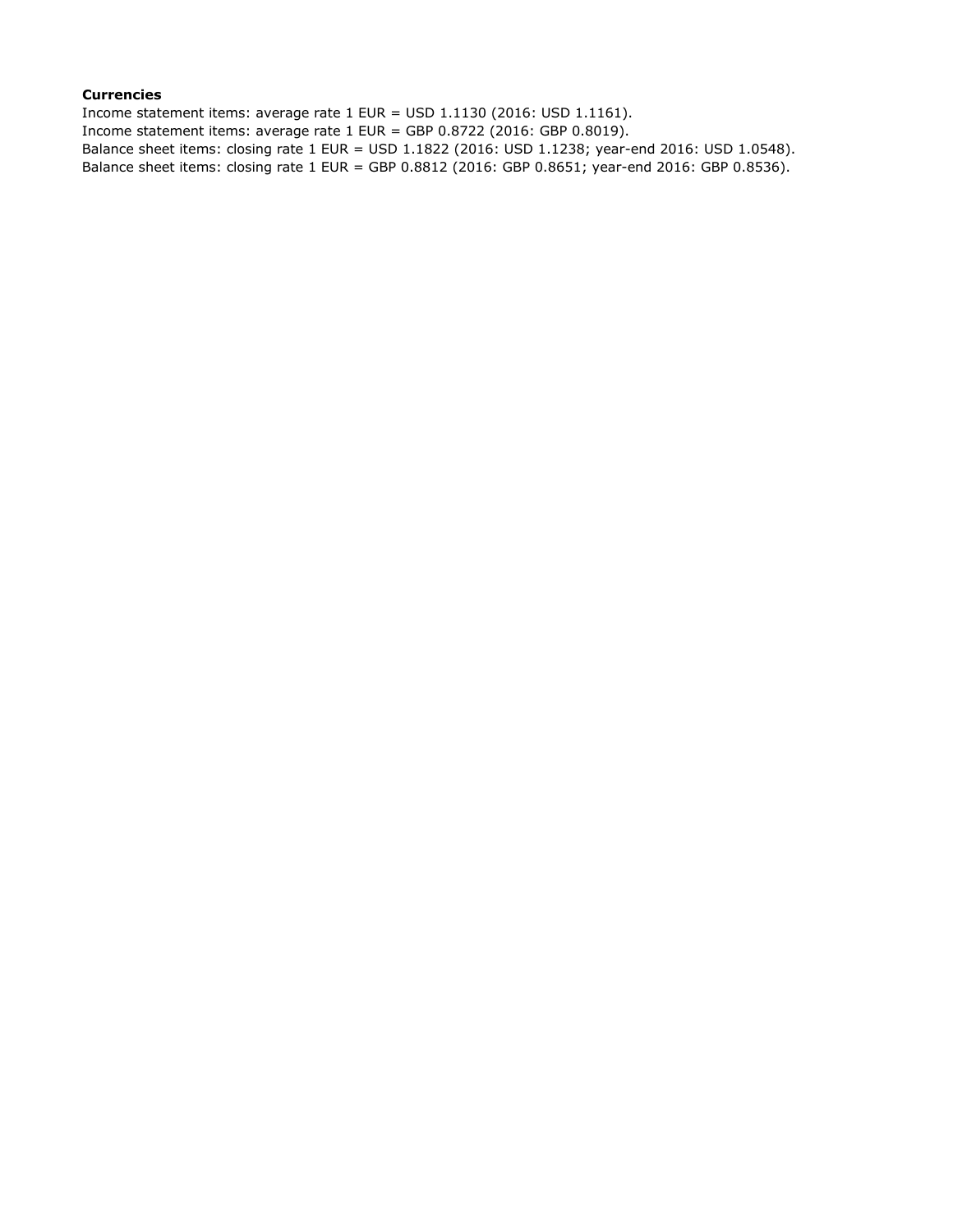**Currencies**

Income statement items: average rate 1 EUR = USD 1.1130 (2016: USD 1.1161).
Income statement items: average rate 1 EUR = GBP 0.8722 (2016: GBP 0.8019).
Balance sheet items: closing rate 1 EUR = USD 1.1822 (2016: USD 1.1238; year-end 2016: USD 1.0548).
Balance sheet items: closing rate 1 EUR = GBP 0.8812 (2016: GBP 0.8651; year-end 2016: GBP 0.8536).